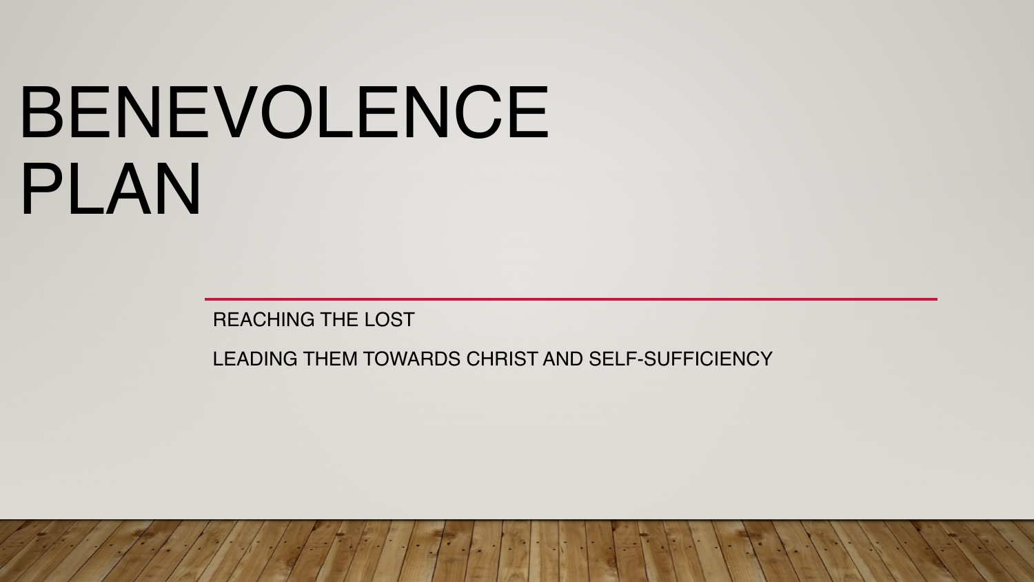# BENEVOLENCE PLAN

REACHING THE LOST

LEADING THEM TOWARDS CHRIST AND SELF-SUFFICIENCY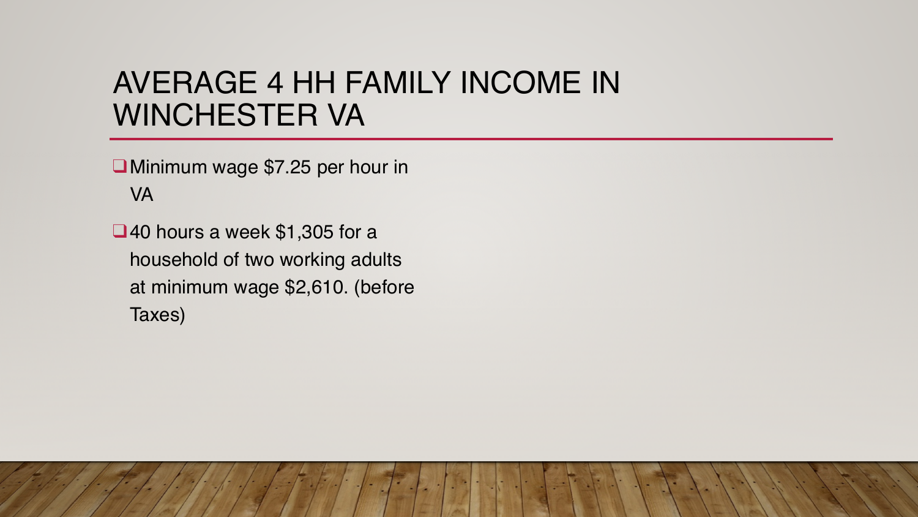# AVERAGE 4 HH FAMILY INCOME IN WINCHESTER VA

- Minimum wage $7.25 per hour in VA
- 40 hours a week $1,305 for a household of two working adults at minimum wage $2,610. (before Taxes)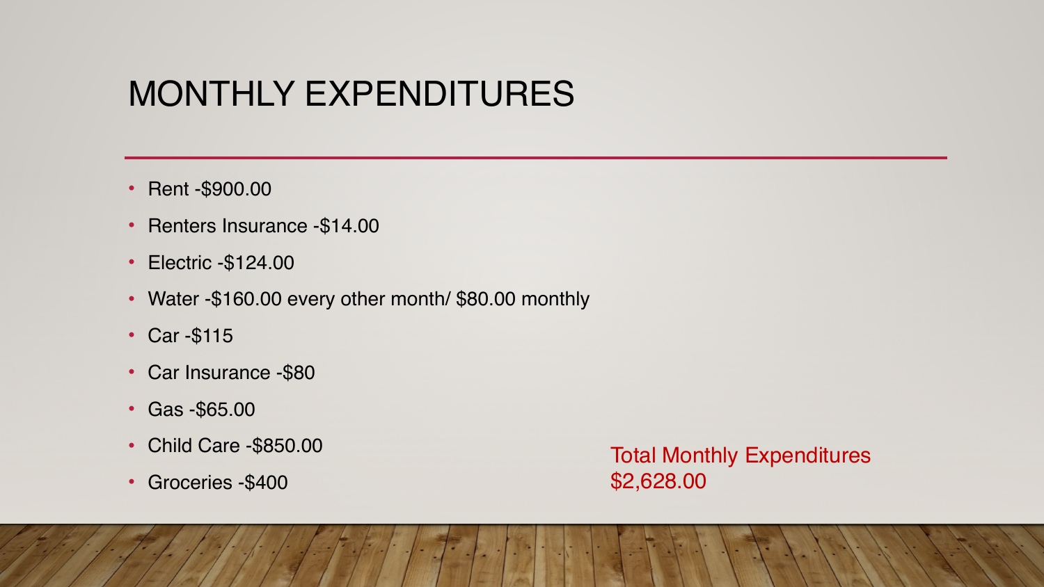# MONTHLY EXPENDITURES

- Rent -$900.00
- Renters Insurance -$14.00
- Electric -$124.00
- Water -$160.00 every other month/ $80.00 monthly
- Car -$115
- Car Insurance -$80
- Gas -$65.00
- Child Care -$850.00
- Groceries -$400

Total Monthly Expenditures
$2,628.00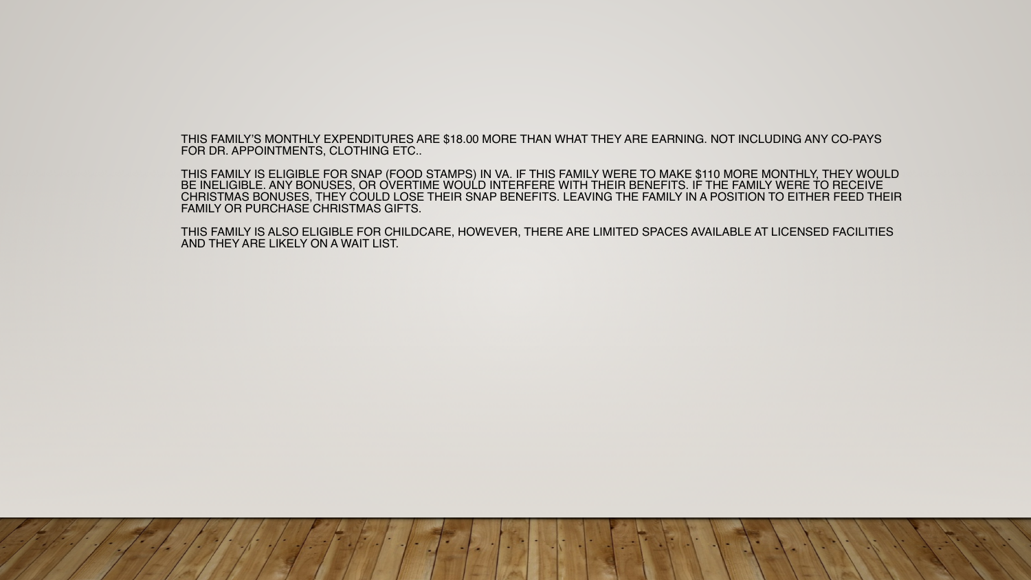THIS FAMILY'S MONTHLY EXPENDITURES ARE $18.00 MORE THAN WHAT THEY ARE EARNING. NOT INCLUDING ANY CO-PAYS FOR DR. APPOINTMENTS, CLOTHING ETC..

THIS FAMILY IS ELIGIBLE FOR SNAP (FOOD STAMPS) IN VA. IF THIS FAMILY WERE TO MAKE $110 MORE MONTHLY, THEY WOULD BE INELIGIBLE. ANY BONUSES, OR OVERTIME WOULD INTERFERE WITH THEIR BENEFITS. IF THE FAMILY WERE TO RECEIVE CHRISTMAS BONUSES, THEY COULD LOSE THEIR SNAP BENEFITS. LEAVING THE FAMILY IN A POSITION TO EITHER FEED THEIR FAMILY OR PURCHASE CHRISTMAS GIFTS.

THIS FAMILY IS ALSO ELIGIBLE FOR CHILDCARE, HOWEVER, THERE ARE LIMITED SPACES AVAILABLE AT LICENSED FACILITIES AND THEY ARE LIKELY ON A WAIT LIST.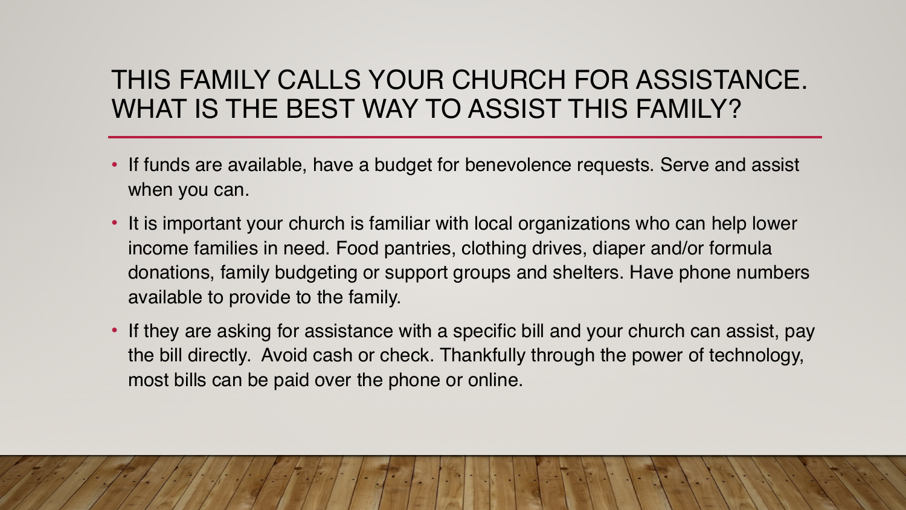# THIS FAMILY CALLS YOUR CHURCH FOR ASSISTANCE. WHAT IS THE BEST WAY TO ASSIST THIS FAMILY?

- If funds are available, have a budget for benevolence requests. Serve and assist when you can.
- It is important your church is familiar with local organizations who can help lower income families in need. Food pantries, clothing drives, diaper and/or formula donations, family budgeting or support groups and shelters. Have phone numbers available to provide to the family.
- If they are asking for assistance with a specific bill and your church can assist, pay the bill directly. Avoid cash or check. Thankfully through the power of technology, most bills can be paid over the phone or online.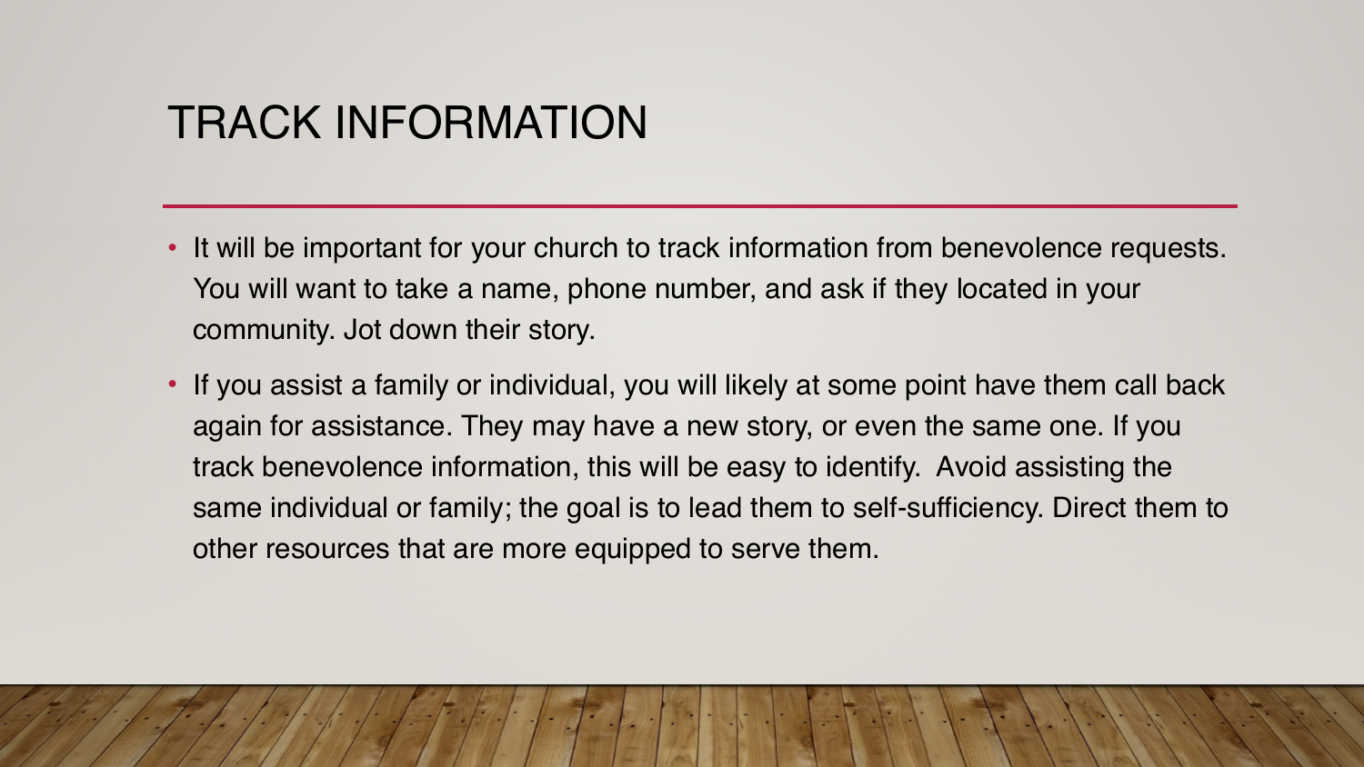# TRACK INFORMATION

- It will be important for your church to track information from benevolence requests. You will want to take a name, phone number, and ask if they located in your community. Jot down their story.
- If you assist a family or individual, you will likely at some point have them call back again for assistance. They may have a new story, or even the same one. If you track benevolence information, this will be easy to identify. Avoid assisting the same individual or family; the goal is to lead them to self-sufficiency. Direct them to other resources that are more equipped to serve them.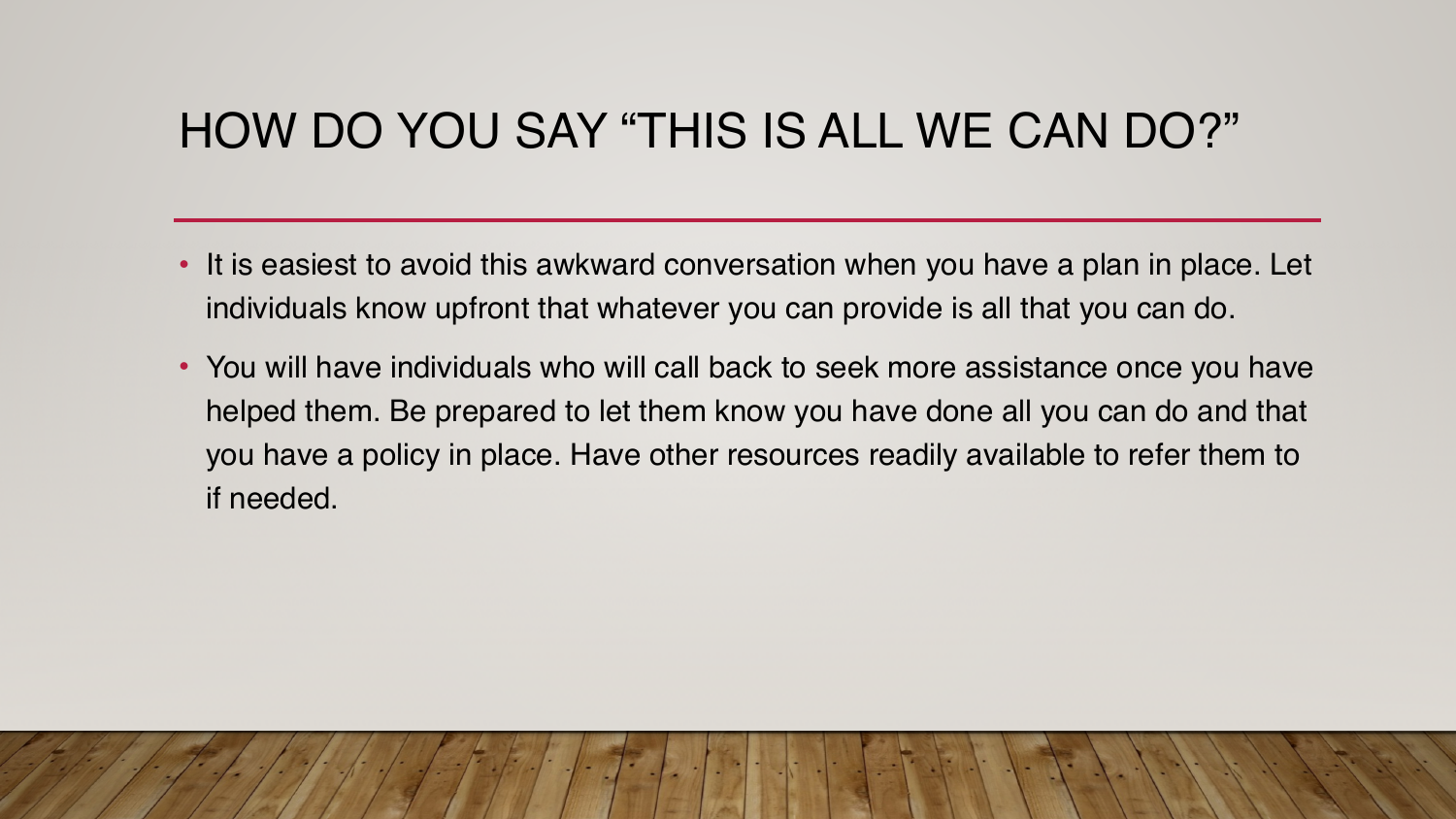# HOW DO YOU SAY "THIS IS ALL WE CAN DO?"

- It is easiest to avoid this awkward conversation when you have a plan in place. Let individuals know upfront that whatever you can provide is all that you can do.
- You will have individuals who will call back to seek more assistance once you have helped them. Be prepared to let them know you have done all you can do and that you have a policy in place. Have other resources readily available to refer them to if needed.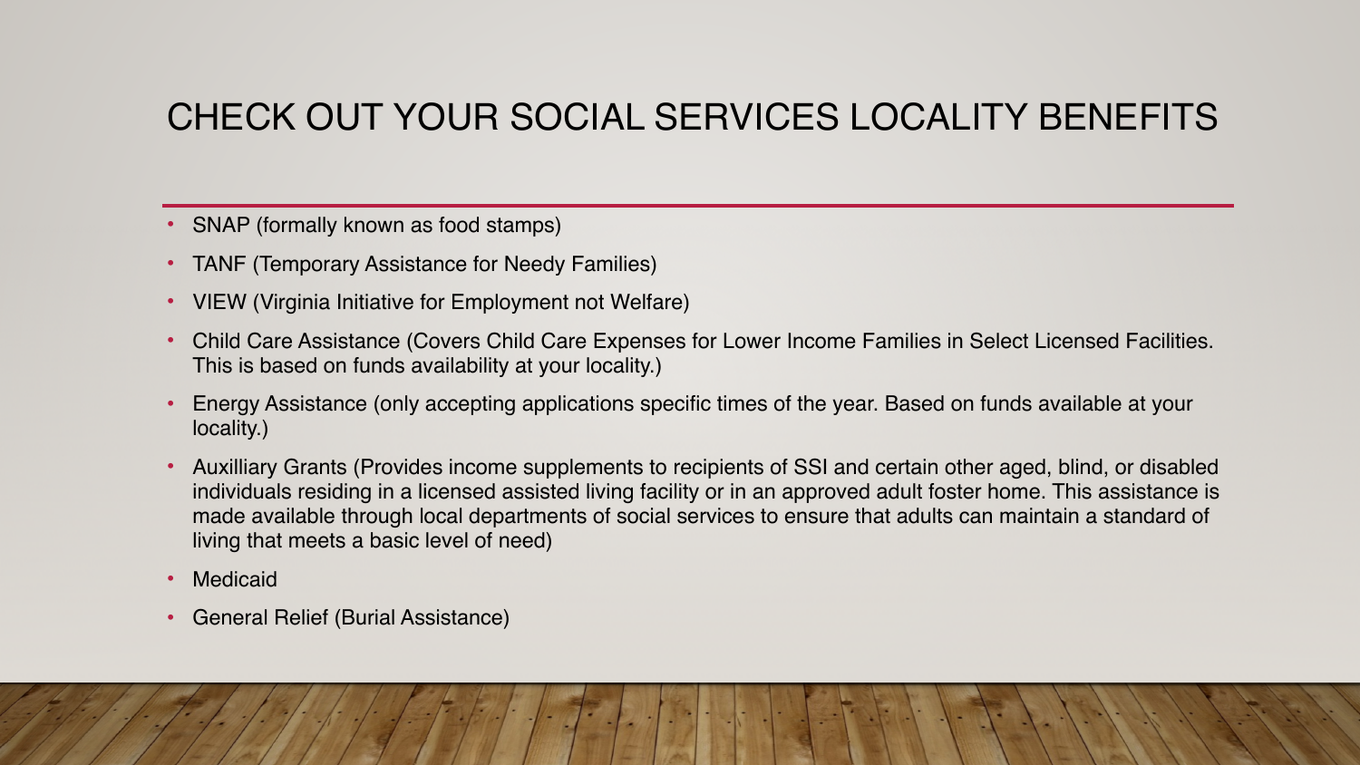# CHECK OUT YOUR SOCIAL SERVICES LOCALITY BENEFITS

- SNAP (formally known as food stamps)
- TANF (Temporary Assistance for Needy Families)
- VIEW (Virginia Initiative for Employment not Welfare)
- Child Care Assistance (Covers Child Care Expenses for Lower Income Families in Select Licensed Facilities. This is based on funds availability at your locality.)
- Energy Assistance (only accepting applications specific times of the year. Based on funds available at your locality.)
- Auxilliary Grants (Provides income supplements to recipients of SSI and certain other aged, blind, or disabled individuals residing in a licensed assisted living facility or in an approved adult foster home. This assistance is made available through local departments of social services to ensure that adults can maintain a standard of living that meets a basic level of need)
- Medicaid
- General Relief (Burial Assistance)